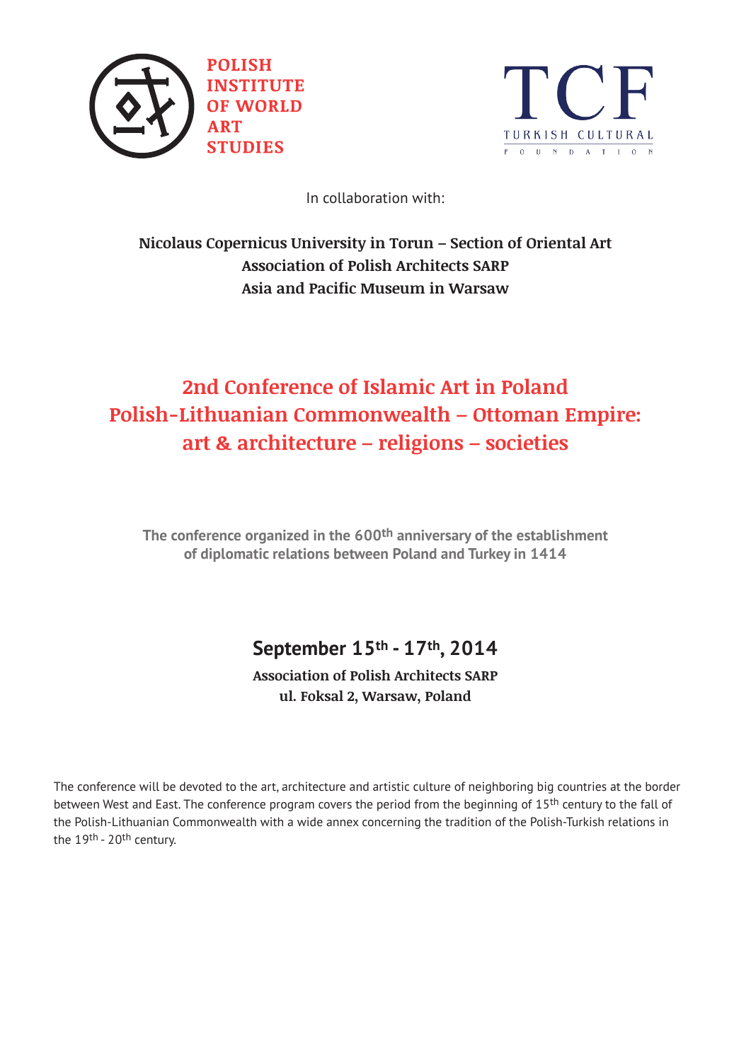POLISH INSTITUTE OF WORLD ART STUDIES

TCF TURKISH CULTURAL FOUNDATION

In collaboration with:

**Nicolaus Copernicus University in Torun – Section of Oriental Art**
**Association of Polish Architects SARP**
**Asia and Pacific Museum in Warsaw**

# 2nd Conference of Islamic Art in Poland
# Polish-Lithuanian Commonwealth – Ottoman Empire: art & architecture – religions – societies

**The conference organized in the 600th anniversary of the establishment of diplomatic relations between Poland and Turkey in 1414**

## September 15th - 17th, 2014

**Association of Polish Architects SARP**
**ul. Foksal 2, Warsaw, Poland**

The conference will be devoted to the art, architecture and artistic culture of neighboring big countries at the border between West and East. The conference program covers the period from the beginning of 15th century to the fall of the Polish-Lithuanian Commonwealth with a wide annex concerning the tradition of the Polish-Turkish relations in the 19th - 20th century.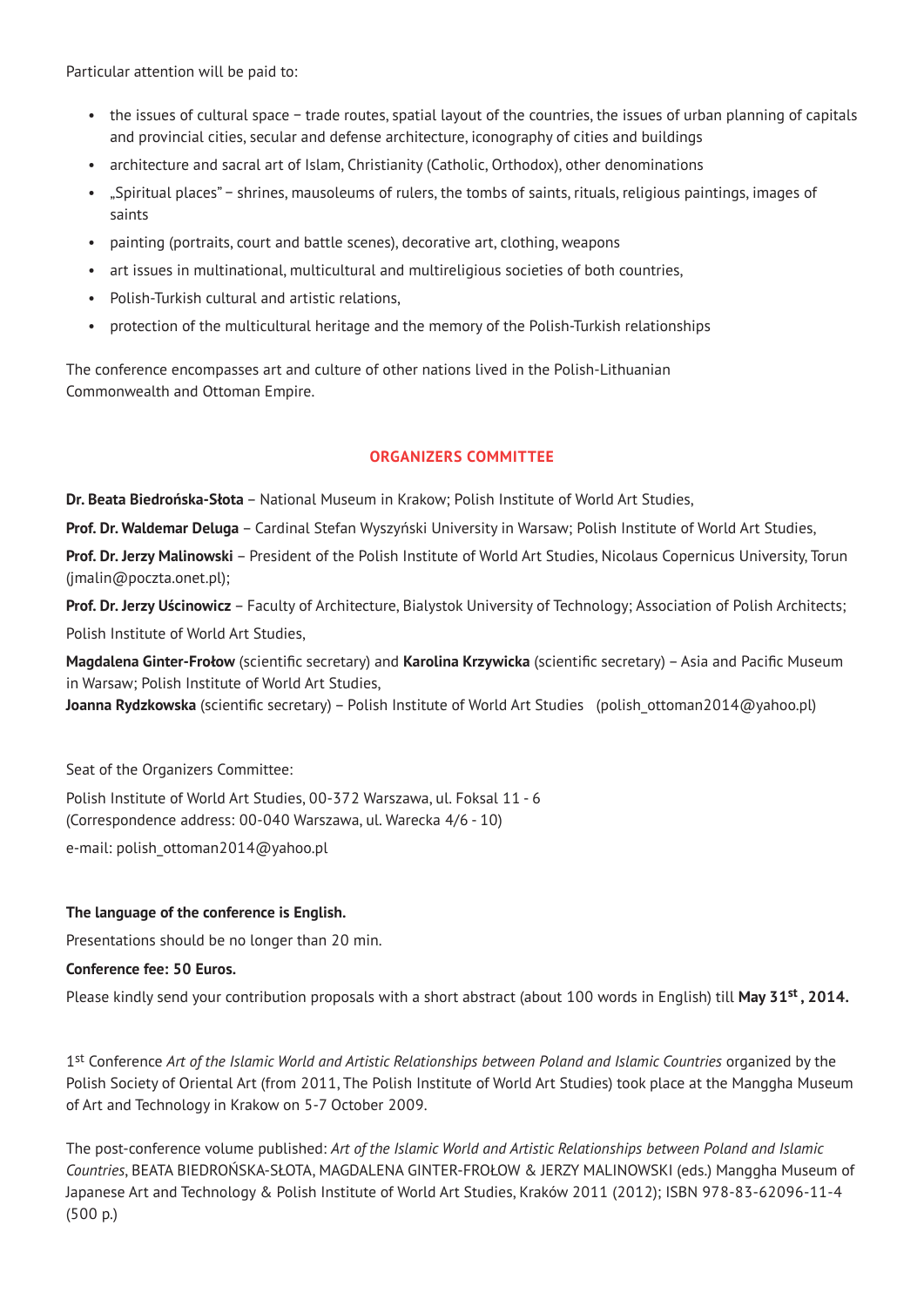Particular attention will be paid to:

- the issues of cultural space – trade routes, spatial layout of the countries, the issues of urban planning of capitals and provincial cities, secular and defense architecture, iconography of cities and buildings
- architecture and sacral art of Islam, Christianity (Catholic, Orthodox), other denominations
- „Spiritual places" – shrines, mausoleums of rulers, the tombs of saints, rituals, religious paintings, images of saints
- painting (portraits, court and battle scenes), decorative art, clothing, weapons
- art issues in multinational, multicultural and multireligious societies of both countries,
- Polish-Turkish cultural and artistic relations,
- protection of the multicultural heritage and the memory of the Polish-Turkish relationships

The conference encompasses art and culture of other nations lived in the Polish-Lithuanian Commonwealth and Ottoman Empire.

## ORGANIZERS COMMITTEE

**Dr. Beata Biedrońska-Słota** – National Museum in Krakow; Polish Institute of World Art Studies,

**Prof. Dr. Waldemar Deluga** – Cardinal Stefan Wyszyński University in Warsaw; Polish Institute of World Art Studies,

**Prof. Dr. Jerzy Malinowski** – President of the Polish Institute of World Art Studies, Nicolaus Copernicus University, Torun (jmalin@poczta.onet.pl);

**Prof. Dr. Jerzy Uścinowicz** – Faculty of Architecture, Bialystok University of Technology; Association of Polish Architects; Polish Institute of World Art Studies,

**Magdalena Ginter-Frołow** (scientific secretary) and **Karolina Krzywicka** (scientific secretary) – Asia and Pacific Museum in Warsaw; Polish Institute of World Art Studies,
**Joanna Rydzkowska** (scientific secretary) – Polish Institute of World Art Studies (polish_ottoman2014@yahoo.pl)

Seat of the Organizers Committee:

Polish Institute of World Art Studies, 00-372 Warszawa, ul. Foksal 11 - 6
(Correspondence address: 00-040 Warszawa, ul. Warecka 4/6 - 10)

e-mail: polish_ottoman2014@yahoo.pl

**The language of the conference is English.**

Presentations should be no longer than 20 min.

**Conference fee: 50 Euros.**

Please kindly send your contribution proposals with a short abstract (about 100 words in English) till **May 31st, 2014.**

1st Conference *Art of the Islamic World and Artistic Relationships between Poland and Islamic Countries* organized by the Polish Society of Oriental Art (from 2011, The Polish Institute of World Art Studies) took place at the Manggha Museum of Art and Technology in Krakow on 5-7 October 2009.

The post-conference volume published: *Art of the Islamic World and Artistic Relationships between Poland and Islamic Countries*, BEATA BIEDROŃSKA-SŁOTA, MAGDALENA GINTER-FROŁOW & JERZY MALINOWSKI (eds.) Manggha Museum of Japanese Art and Technology & Polish Institute of World Art Studies, Kraków 2011 (2012); ISBN 978-83-62096-11-4 (500 p.)